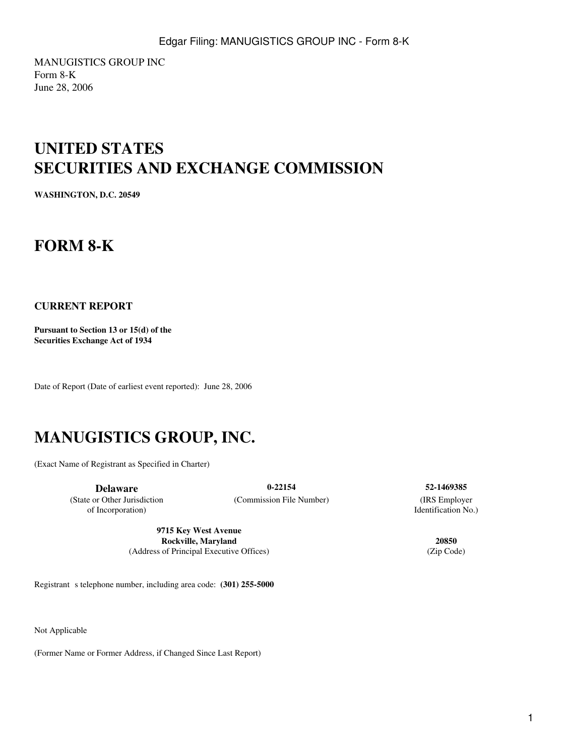MANUGISTICS GROUP INC
Form 8-K
June 28, 2006

# UNITED STATES
# SECURITIES AND EXCHANGE COMMISSION

**WASHINGTON, D.C. 20549**

# FORM 8-K

**CURRENT REPORT**

**Pursuant to Section 13 or 15(d) of the Securities Exchange Act of 1934**

Date of Report (Date of earliest event reported): June 28, 2006

# MANUGISTICS GROUP, INC.

(Exact Name of Registrant as Specified in Charter)

| **Delaware** | **0-22154** | **52-1469385** |
|---|---|---|
| (State or Other Jurisdiction of Incorporation) | (Commission File Number) | (IRS Employer Identification No.) |

| **9715 Key West Avenue Rockville, Maryland** | **20850** |
|---|---|
| (Address of Principal Executive Offices) | (Zip Code) |

Registrant s telephone number, including area code: **(301) 255-5000**

Not Applicable

(Former Name or Former Address, if Changed Since Last Report)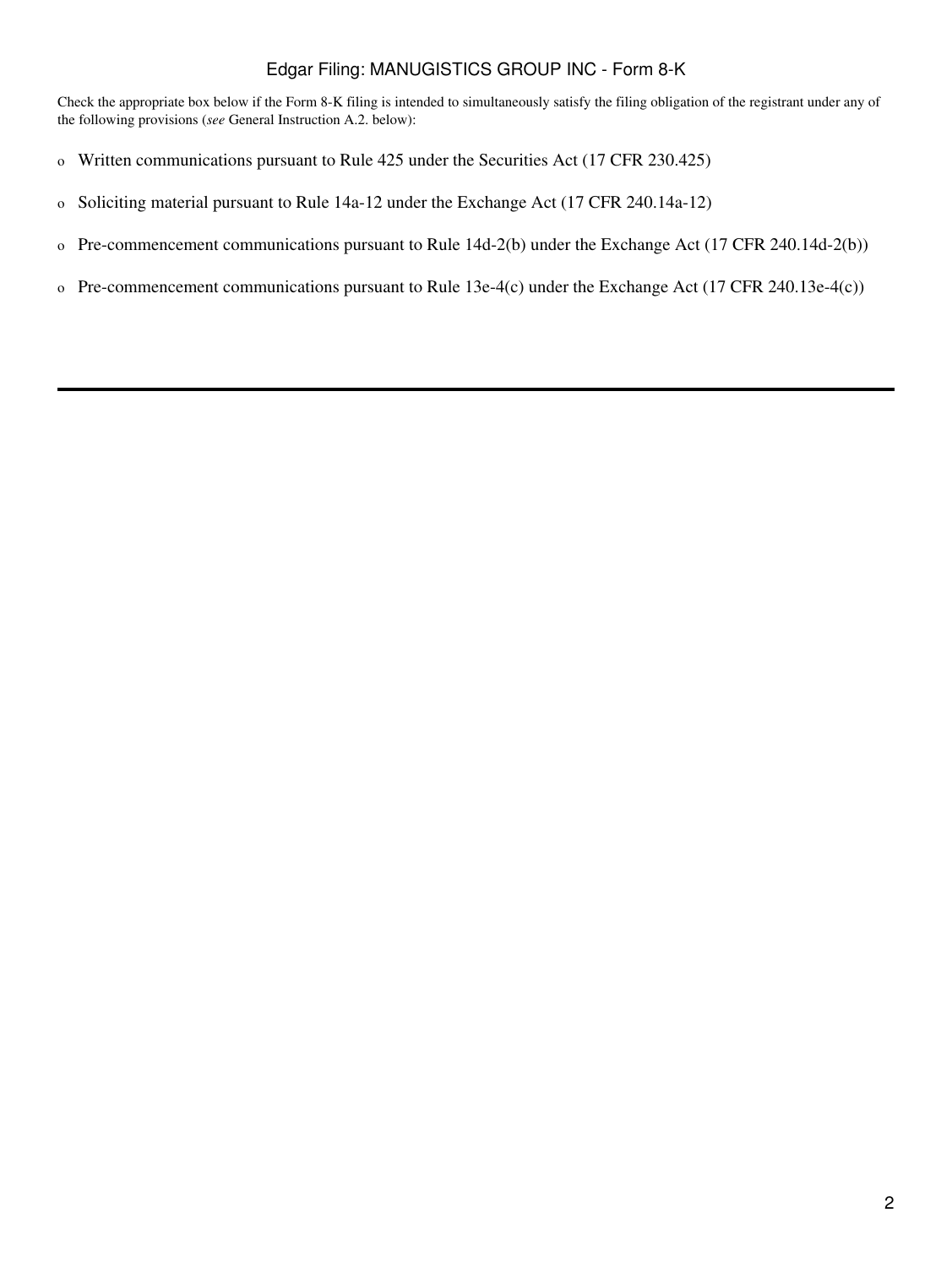Check the appropriate box below if the Form 8-K filing is intended to simultaneously satisfy the filing obligation of the registrant under any of the following provisions (*see* General Instruction A.2. below):

o Written communications pursuant to Rule 425 under the Securities Act (17 CFR 230.425)

o Soliciting material pursuant to Rule 14a-12 under the Exchange Act (17 CFR 240.14a-12)

o Pre-commencement communications pursuant to Rule 14d-2(b) under the Exchange Act (17 CFR 240.14d-2(b))

o Pre-commencement communications pursuant to Rule 13e-4(c) under the Exchange Act (17 CFR 240.13e-4(c))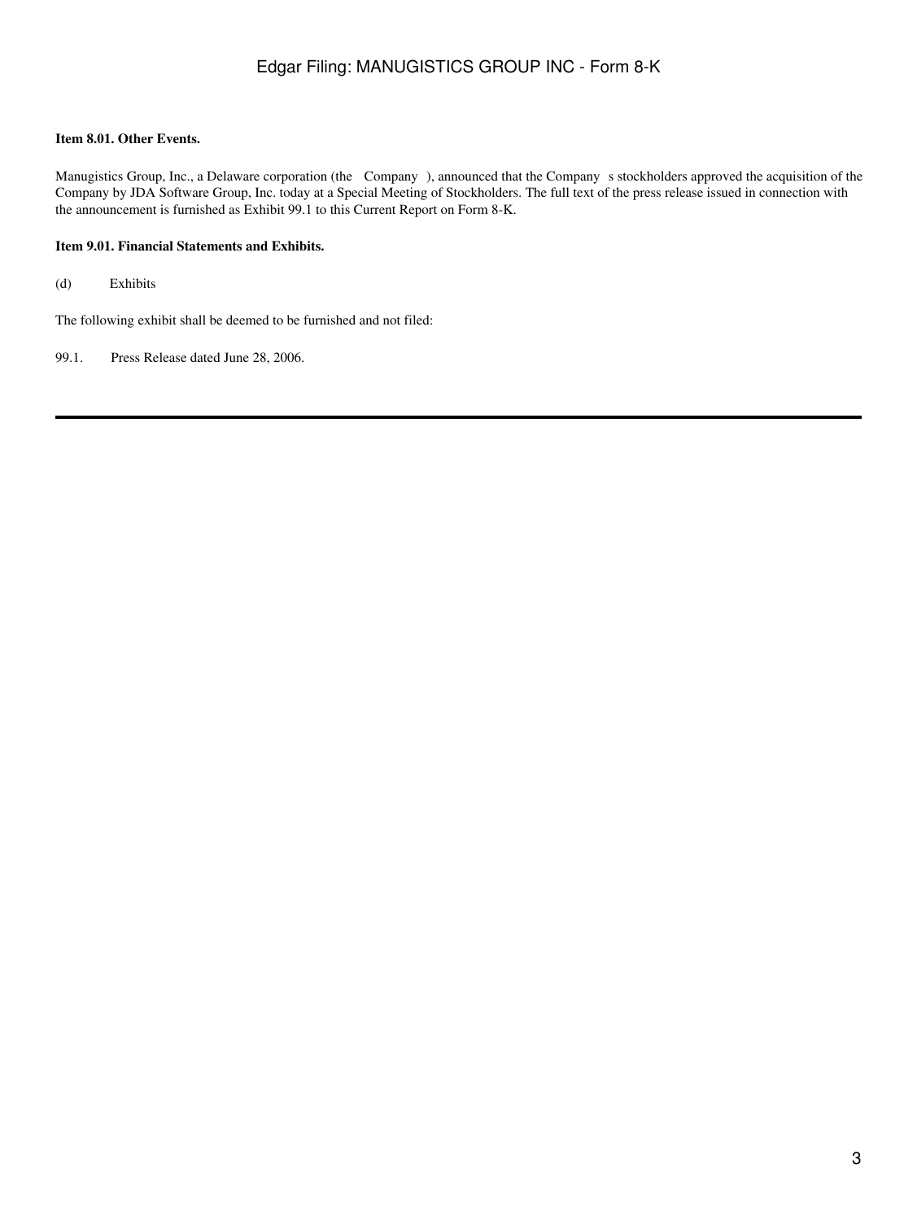**Item 8.01. Other Events.**

Manugistics Group, Inc., a Delaware corporation (the Company ), announced that the Company s stockholders approved the acquisition of the Company by JDA Software Group, Inc. today at a Special Meeting of Stockholders. The full text of the press release issued in connection with the announcement is furnished as Exhibit 99.1 to this Current Report on Form 8-K.

**Item 9.01. Financial Statements and Exhibits.**

(d) Exhibits

The following exhibit shall be deemed to be furnished and not filed:

99.1. Press Release dated June 28, 2006.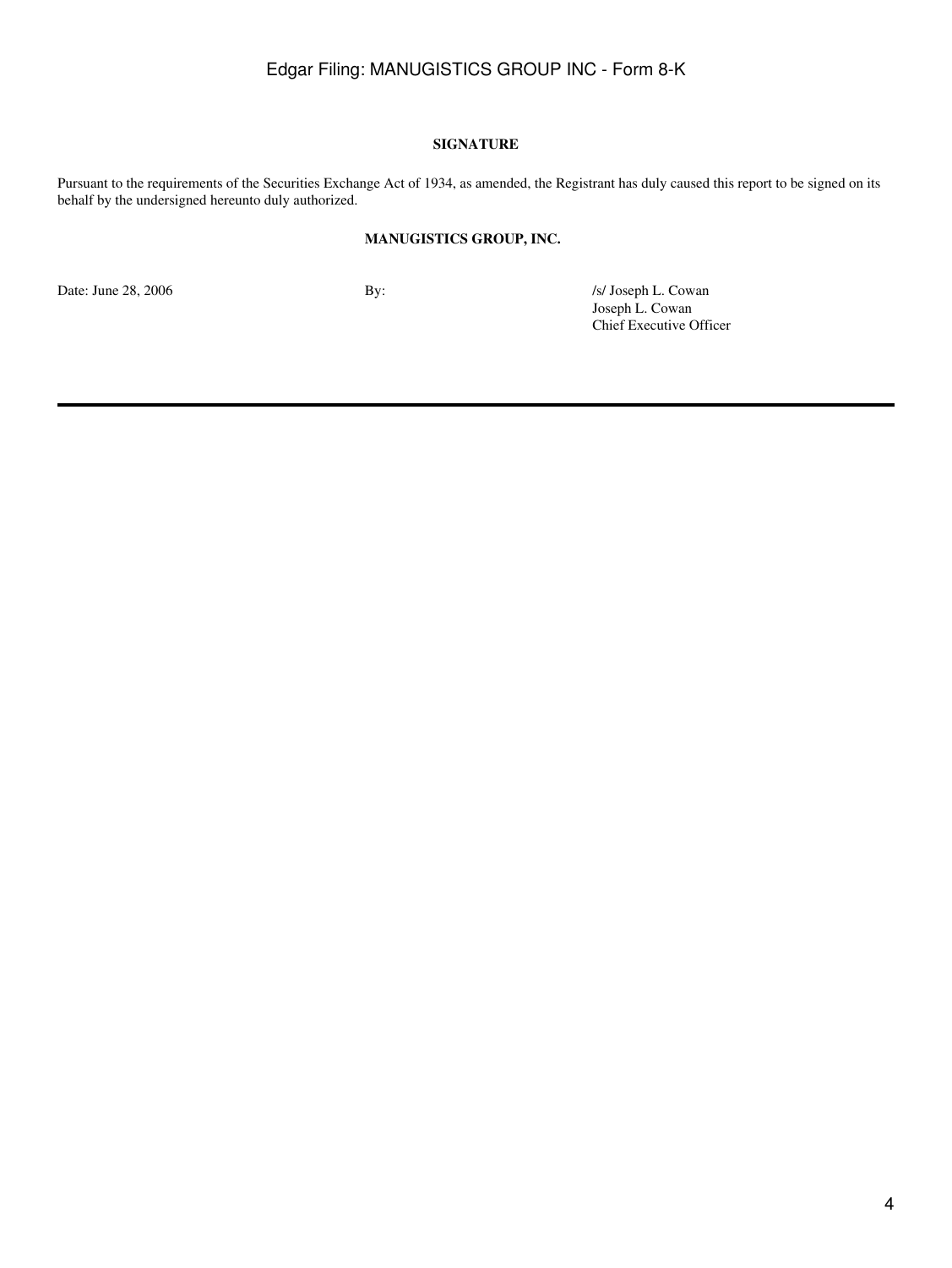**SIGNATURE**

Pursuant to the requirements of the Securities Exchange Act of 1934, as amended, the Registrant has duly caused this report to be signed on its behalf by the undersigned hereunto duly authorized.

**MANUGISTICS GROUP, INC.**

| | | |
|---|---|---|
| Date: June 28, 2006 | By: | /s/ Joseph L. Cowan<br>Joseph L. Cowan<br>Chief Executive Officer |